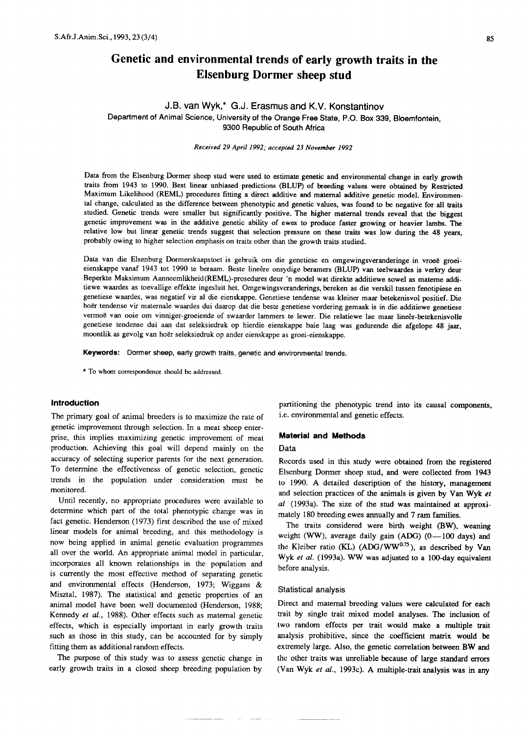# Genetic and environmental trends of early growth traits in the Elsenburg Dormer sheep stud

**J.B. van Wyk,* G.J. Erasmus and K.V. Konstantinov**

Department of Animal Science, University of the Orange Free State, P.O. Box 339, Bloemfontein, 9300 Republic of South Africa

*Received 29 April 1992; accepted 23 November 1992*

Data from the Elsenburg Dormer sheep stud were used to estimate genetic and environmental change in early growth traits from 1943 to 1990. Best linear unbiased predictions (BLUP) of breeding values were obtained by Restricted Maximum Likelihood (REML) procedures fitting a direct additive and maternal additive genetic model. Environmental change, calculated as the difference between phenotypic and genetic values, was found to be negative for all traits studied. Genetic trends were smaller but significantly positive. The higher maternal trends reveal that the biggest genetic improvement was in the additive genetic ability of ewes to produce faster growing or heavier lambs. The relative low but linear genetic trends suggest that selection pressure on these traits was low during the 48 years, probably owing to higher selection emphasis on traits other than the growth traits studied.

Data van die Elsenburg Dormerskaapstoet is gebruik om die genetiese en omgewingsveranderinge in vroeë groei-eienskappe vanaf 1943 tot 1990 te beraam. Beste lineêre onsydige beramers (BLUP) van teelwaardes is verkry deur Beperkte Maksimum Aanneemlikheid (REML)-prosedures deur 'n model wat direkte additiewe sowel as materne additiewe waardes as toevallige effekte ingesluit het. Omgewingsveranderings, bereken as die verskil tussen fenotipiese en genetiese waardes, was negatief vir al die eienskappe. Genetiese tendense was kleiner maar betekenisvol positief. Die hoër tendense vir maternale waardes dui daarop dat die beste genetiese vordering gemaak is in die additiewe genetiese vermoë van ooie om vinniger-groeiende of swaarder lammers te lewer. Die relatiewe lae maar lineêr-betekenisvolle genetiese tendense dui aan dat seleksiedruk op hierdie eienskappe baie laag was gedurende die afgelope 48 jaar, moontlik as gevolg van hoër seleksiedruk op ander eienskappe as groei-eienskappe.

**Keywords:** Dormer sheep, early growth traits, genetic and environmental trends.

\* To whom correspondence should be addressed.

## Introduction

The primary goal of animal breeders is to maximize the rate of genetic improvement through selection. In a meat sheep enterprise, this implies maximizing genetic improvement of meat production. Achieving this goal will depend mainly on the accuracy of selecting superior parents for the next generation. To determine the effectiveness of genetic selection, genetic trends in the population under consideration must be monitored.

Until recently, no appropriate procedures were available to determine which part of the total phenotypic change was in fact genetic. Henderson (1973) first described the use of mixed linear models for animal breeding, and this methodology is now being applied in animal genetic evaluation programmes all over the world. An appropriate animal model in particular, incorporates all known relationships in the population and is currently the most effective method of separating genetic and environmental effects (Henderson, 1973; Wiggans & Misztal, 1987). The statistical and genetic properties of an animal model have been well documented (Henderson, 1988; Kennedy *et al.*, 1988). Other effects such as maternal genetic effects, which is especially important in early growth traits such as those in this study, can be accounted for by simply fitting them as additional random effects.

The purpose of this study was to assess genetic change in early growth traits in a closed sheep breeding population by partitioning the phenotypic trend into its causal components, i.e. environmental and genetic effects.

## Material and Methods

### Data

Records used in this study were obtained from the registered Elsenburg Dormer sheep stud, and were collected from 1943 to 1990. A detailed description of the history, management and selection practices of the animals is given by Van Wyk *et al* (1993a). The size of the stud was maintained at approximately 180 breeding ewes annually and 7 ram families.

The traits considered were birth weight (BW), weaning weight (WW), average daily gain (ADG) (0—100 days) and the Kleiber ratio (KL) ($ADG/WW^{0.75}$), as described by Van Wyk *et al.* (1993a). WW was adjusted to a 100-day equivalent before analysis.

### Statistical analysis

Direct and maternal breeding values were calculated for each trait by single trait mixed model analyses. The inclusion of two random effects per trait would make a multiple trait analysis prohibitive, since the coefficient matrix would be extremely large. Also, the genetic correlation between BW and the other traits was unreliable because of large standard errors (Van Wyk *et al.*, 1993c). A multiple-trait analysis was in any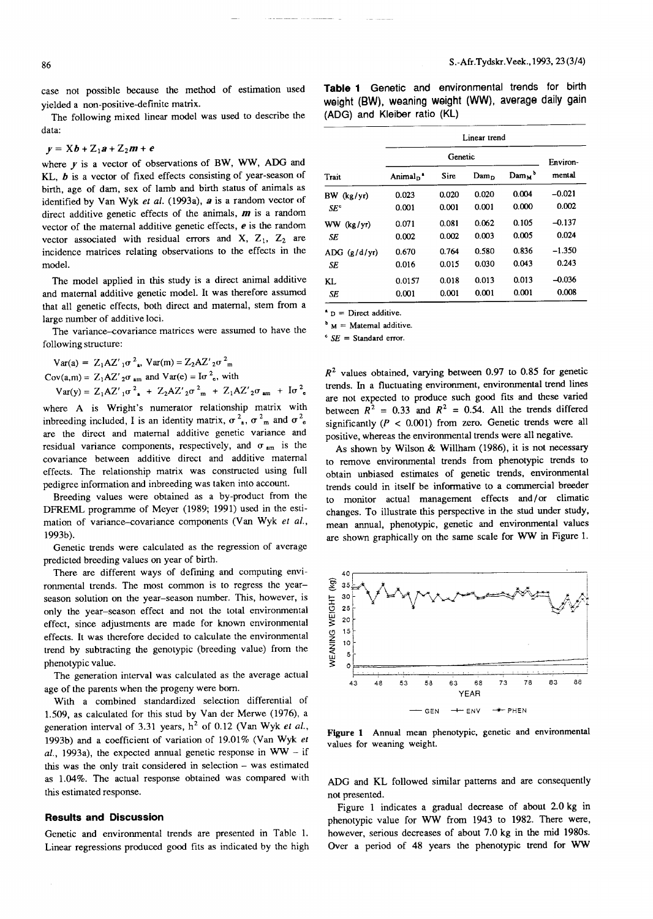case not possible because the method of estimation used yielded a non-positive-definite matrix.

The following mixed linear model was used to describe the data:

$$y = Xb + Z_1a + Z_2m + e$$

where $y$ is a vector of observations of BW, WW, ADG and KL, $b$ is a vector of fixed effects consisting of year-season of birth, age of dam, sex of lamb and birth status of animals as identified by Van Wyk *et al.* (1993a), $a$ is a random vector of direct additive genetic effects of the animals, $m$ is a random vector of the maternal additive genetic effects, $e$ is the random vector associated with residual errors and X, $Z_1$, $Z_2$ are incidence matrices relating observations to the effects in the model.

The model applied in this study is a direct animal additive and maternal additive genetic model. It was therefore assumed that all genetic effects, both direct and maternal, stem from a large number of additive loci.

The variance–covariance matrices were assumed to have the following structure:

$Var(a) = Z_1AZ'_1\sigma^2_a$, $Var(m) = Z_2AZ'_2\sigma^2_m$

$Cov(a,m) = Z_1AZ'_2\sigma_{am}$ and $Var(e) = I\sigma^2_e$, with

$Var(y) = Z_1AZ'_1\sigma^2_a + Z_2AZ'_2\sigma^2_m + Z_1AZ'_2\sigma_{am} + I\sigma^2_e$

where A is Wright's numerator relationship matrix with inbreeding included, I is an identity matrix, $\sigma^2_a$, $\sigma^2_m$ and $\sigma^2_e$ are the direct and maternal additive genetic variance and residual variance components, respectively, and $\sigma_{am}$ is the covariance between additive direct and additive maternal effects. The relationship matrix was constructed using full pedigree information and inbreeding was taken into account.

Breeding values were obtained as a by-product from the DFREML programme of Meyer (1989; 1991) used in the estimation of variance–covariance components (Van Wyk *et al.*, 1993b).

Genetic trends were calculated as the regression of average predicted breeding values on year of birth.

There are different ways of defining and computing environmental trends. The most common is to regress the year-season solution on the year-season number. This, however, is only the year-season effect and not the total environmental effect, since adjustments are made for known environmental effects. It was therefore decided to calculate the environmental trend by subtracting the genotypic (breeding value) from the phenotypic value.

The generation interval was calculated as the average actual age of the parents when the progeny were born.

With a combined standardized selection differential of 1.509, as calculated for this stud by Van der Merwe (1976), a generation interval of 3.31 years, $h^2$ of 0.12 (Van Wyk *et al.*, 1993b) and a coefficient of variation of 19.01% (Van Wyk *et al.*, 1993a), the expected annual genetic response in WW – if this was the only trait considered in selection – was estimated as 1.04%. The actual response obtained was compared with this estimated response.

## Results and Discussion

Genetic and environmental trends are presented in Table 1. Linear regressions produced good fits as indicated by the high $R^2$ values obtained, varying between 0.97 to 0.85 for genetic trends. In a fluctuating environment, environmental trend lines are not expected to produce such good fits and these varied between $R^2$ = 0.33 and $R^2$ = 0.54. All the trends differed significantly ($P$ < 0.001) from zero. Genetic trends were all positive, whereas the environmental trends were all negative.

**Table 1** Genetic and environmental trends for birth weight (BW), weaning weight (WW), average daily gain (ADG) and Kleiber ratio (KL)

| | Linear trend | | | | |
|---|---|---|---|---|---|
| | Genetic | | | | Environmental |
| Trait | Animal$_D$ [a] | Sire | Dam$_D$ | Dam$_M$ [b] | |
| BW (kg/yr) | 0.023 | 0.020 | 0.020 | 0.004 | −0.021 |
| *SE* [c] | 0.001 | 0.001 | 0.001 | 0.000 | 0.002 |
| WW (kg/yr) | 0.071 | 0.081 | 0.062 | 0.105 | −0.137 |
| *SE* | 0.002 | 0.002 | 0.003 | 0.005 | 0.024 |
| ADG (g/d/yr) | 0.670 | 0.764 | 0.580 | 0.836 | −1.350 |
| *SE* | 0.016 | 0.015 | 0.030 | 0.043 | 0.243 |
| KL | 0.0157 | 0.018 | 0.013 | 0.013 | −0.036 |
| *SE* | 0.001 | 0.001 | 0.001 | 0.001 | 0.008 |

[a] D = Direct additive.
[b] M = Maternal additive.
[c] *SE* = Standard error.

As shown by Wilson & Willham (1986), it is not necessary to remove environmental trends from phenotypic trends to obtain unbiased estimates of genetic trends, environmental trends could in itself be informative to a commercial breeder to monitor actual management effects and/or climatic changes. To illustrate this perspective in the stud under study, mean annual, phenotypic, genetic and environmental values are shown graphically on the same scale for WW in Figure 1.

**Figure 1** Annual mean phenotypic, genetic and environmental values for weaning weight.

ADG and KL followed similar patterns and are consequently not presented.

Figure 1 indicates a gradual decrease of about 2.0 kg in phenotypic value for WW from 1943 to 1982. There were, however, serious decreases of about 7.0 kg in the mid 1980s. Over a period of 48 years the phenotypic trend for WW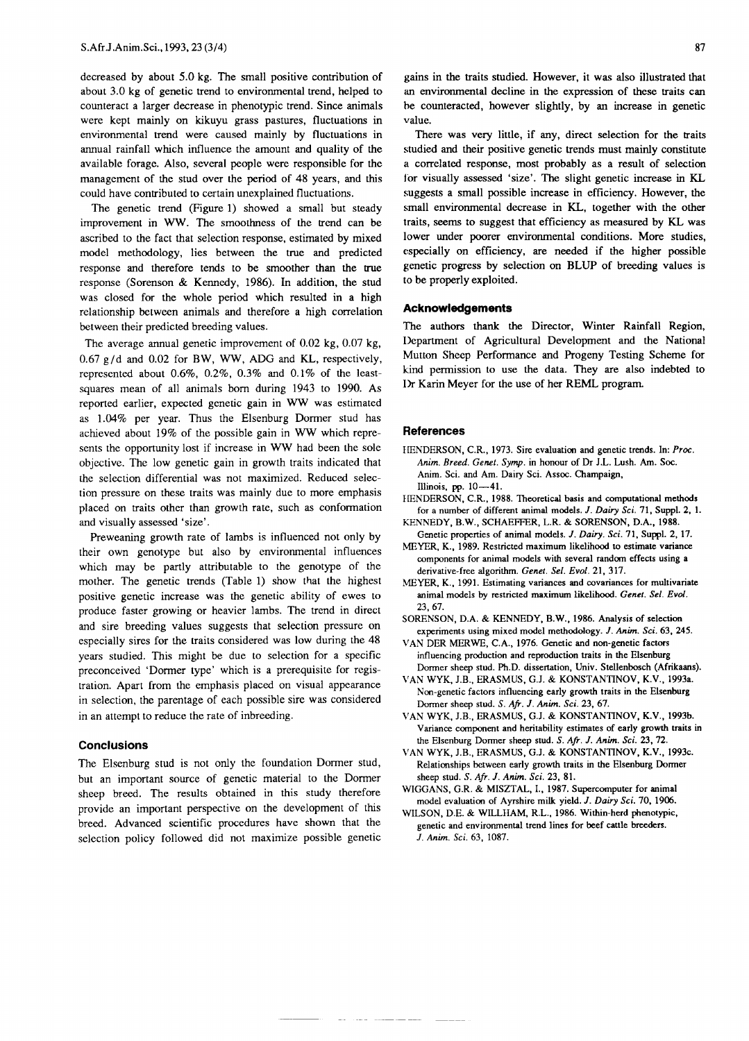decreased by about 5.0 kg. The small positive contribution of about 3.0 kg of genetic trend to environmental trend, helped to counteract a larger decrease in phenotypic trend. Since animals were kept mainly on kikuyu grass pastures, fluctuations in environmental trend were caused mainly by fluctuations in annual rainfall which influence the amount and quality of the available forage. Also, several people were responsible for the management of the stud over the period of 48 years, and this could have contributed to certain unexplained fluctuations.

The genetic trend (Figure 1) showed a small but steady improvement in WW. The smoothness of the trend can be ascribed to the fact that selection response, estimated by mixed model methodology, lies between the true and predicted response and therefore tends to be smoother than the true response (Sorenson & Kennedy, 1986). In addition, the stud was closed for the whole period which resulted in a high relationship between animals and therefore a high correlation between their predicted breeding values.

The average annual genetic improvement of 0.02 kg, 0.07 kg, 0.67 g/d and 0.02 for BW, WW, ADG and KL, respectively, represented about 0.6%, 0.2%, 0.3% and 0.1% of the least-squares mean of all animals born during 1943 to 1990. As reported earlier, expected genetic gain in WW was estimated as 1.04% per year. Thus the Elsenburg Dormer stud has achieved about 19% of the possible gain in WW which represents the opportunity lost if increase in WW had been the sole objective. The low genetic gain in growth traits indicated that the selection differential was not maximized. Reduced selection pressure on these traits was mainly due to more emphasis placed on traits other than growth rate, such as conformation and visually assessed 'size'.

Preweaning growth rate of lambs is influenced not only by their own genotype but also by environmental influences which may be partly attributable to the genotype of the mother. The genetic trends (Table 1) show that the highest positive genetic increase was the genetic ability of ewes to produce faster growing or heavier lambs. The trend in direct and sire breeding values suggests that selection pressure on especially sires for the traits considered was low during the 48 years studied. This might be due to selection for a specific preconceived 'Dormer type' which is a prerequisite for registration. Apart from the emphasis placed on visual appearance in selection, the parentage of each possible sire was considered in an attempt to reduce the rate of inbreeding.

## Conclusions

The Elsenburg stud is not only the foundation Dormer stud, but an important source of genetic material to the Dormer sheep breed. The results obtained in this study therefore provide an important perspective on the development of this breed. Advanced scientific procedures have shown that the selection policy followed did not maximize possible genetic gains in the traits studied. However, it was also illustrated that an environmental decline in the expression of these traits can be counteracted, however slightly, by an increase in genetic value.

There was very little, if any, direct selection for the traits studied and their positive genetic trends must mainly constitute a correlated response, most probably as a result of selection for visually assessed 'size'. The slight genetic increase in KL suggests a small possible increase in efficiency. However, the small environmental decrease in KL, together with the other traits, seems to suggest that efficiency as measured by KL was lower under poorer environmental conditions. More studies, especially on efficiency, are needed if the higher possible genetic progress by selection on BLUP of breeding values is to be properly exploited.

## Acknowledgements

The authors thank the Director, Winter Rainfall Region, Department of Agricultural Development and the National Mutton Sheep Performance and Progeny Testing Scheme for kind permission to use the data. They are also indebted to Dr Karin Meyer for the use of her REML program.

## References

HENDERSON, C.R., 1973. Sire evaluation and genetic trends. In: *Proc. Anim. Breed. Genet. Symp.* in honour of Dr J.L. Lush. Am. Soc. Anim. Sci. and Am. Dairy Sci. Assoc. Champaign, Illinois, pp. 10—41.

HENDERSON, C.R., 1988. Theoretical basis and computational methods for a number of different animal models. *J. Dairy Sci.* 71, Suppl. 2, 1.

KENNEDY, B.W., SCHAEFFER, L.R. & SORENSON, D.A., 1988. Genetic properties of animal models. *J. Dairy. Sci.* 71, Suppl. 2, 17.

MEYER, K., 1989. Restricted maximum likelihood to estimate variance components for animal models with several random effects using a derivative-free algorithm. *Genet. Sel. Evol.* 21, 317.

MEYER, K., 1991. Estimating variances and covariances for multivariate animal models by restricted maximum likelihood. *Genet. Sel. Evol.* 23, 67.

SORENSON, D.A. & KENNEDY, B.W., 1986. Analysis of selection experiments using mixed model methodology. *J. Anim. Sci.* 63, 245.

VAN DER MERWE, C.A., 1976. Genetic and non-genetic factors influencing production and reproduction traits in the Elsenburg Dormer sheep stud. Ph.D. dissertation, Univ. Stellenbosch (Afrikaans).

VAN WYK, J.B., ERASMUS, G.J. & KONSTANTINOV, K.V., 1993a. Non-genetic factors influencing early growth traits in the Elsenburg Dormer sheep stud. *S. Afr. J. Anim. Sci.* 23, 67.

VAN WYK, J.B., ERASMUS, G.J. & KONSTANTINOV, K.V., 1993b. Variance component and heritability estimates of early growth traits in the Elsenburg Dormer sheep stud. *S. Afr. J. Anim. Sci.* 23, 72.

VAN WYK, J.B., ERASMUS, G.J. & KONSTANTINOV, K.V., 1993c. Relationships between early growth traits in the Elsenburg Dormer sheep stud. *S. Afr. J. Anim. Sci.* 23, 81.

WIGGANS, G.R. & MISZTAL, I., 1987. Supercomputer for animal model evaluation of Ayrshire milk yield. *J. Dairy Sci.* 70, 1906.

WILSON, D.E. & WILLHAM, R.L., 1986. Within-herd phenotypic, genetic and environmental trend lines for beef cattle breeders. *J. Anim. Sci.* 63, 1087.